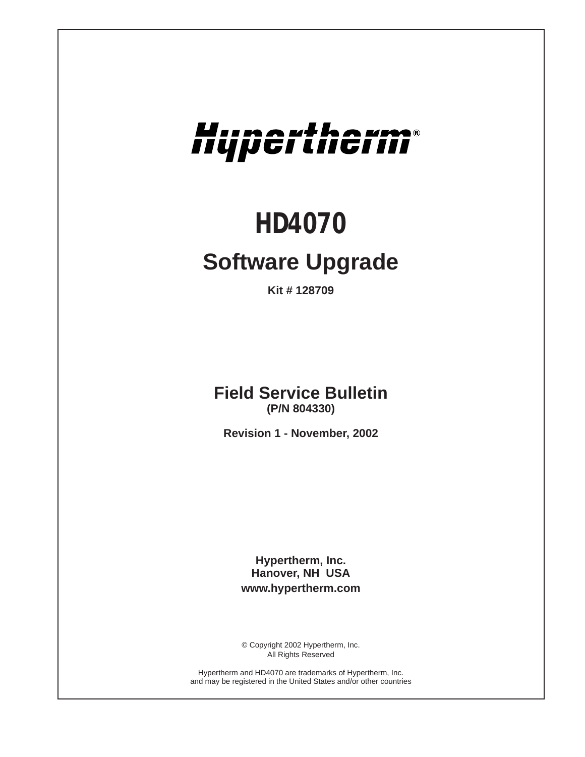# Hypertherm®

# HD4070

## Software Upgrade

**Kit # 128709**

## Field Service Bulletin

**(P/N 804330)**

**Revision 1 - November, 2002**

**Hypertherm, Inc.**
**Hanover, NH USA**
**www.hypertherm.com**

© Copyright 2002 Hypertherm, Inc.
All Rights Reserved

Hypertherm and HD4070 are trademarks of Hypertherm, Inc.
and may be registered in the United States and/or other countries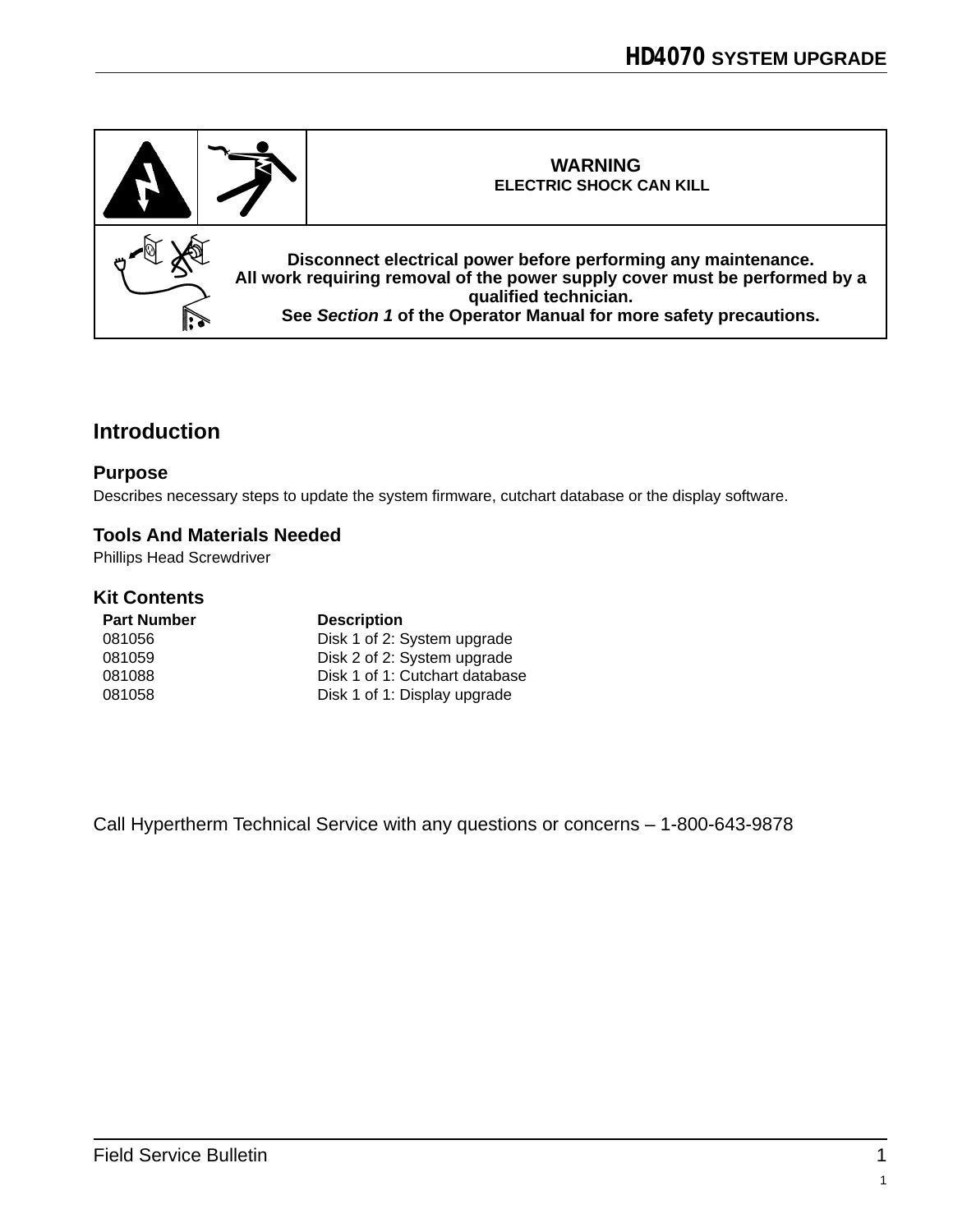**WARNING**
**ELECTRIC SHOCK CAN KILL**

**Disconnect electrical power before performing any maintenance.**
**All work requiring removal of the power supply cover must be performed by a qualified technician.**
**See *Section 1* of the Operator Manual for more safety precautions.**

## Introduction

### Purpose

Describes necessary steps to update the system firmware, cutchart database or the display software.

### Tools And Materials Needed

Phillips Head Screwdriver

### Kit Contents

| Part Number | Description |
|---|---|
| 081056 | Disk 1 of 2: System upgrade |
| 081059 | Disk 2 of 2: System upgrade |
| 081088 | Disk 1 of 1: Cutchart database |
| 081058 | Disk 1 of 1: Display upgrade |

Call Hypertherm Technical Service with any questions or concerns – 1-800-643-9878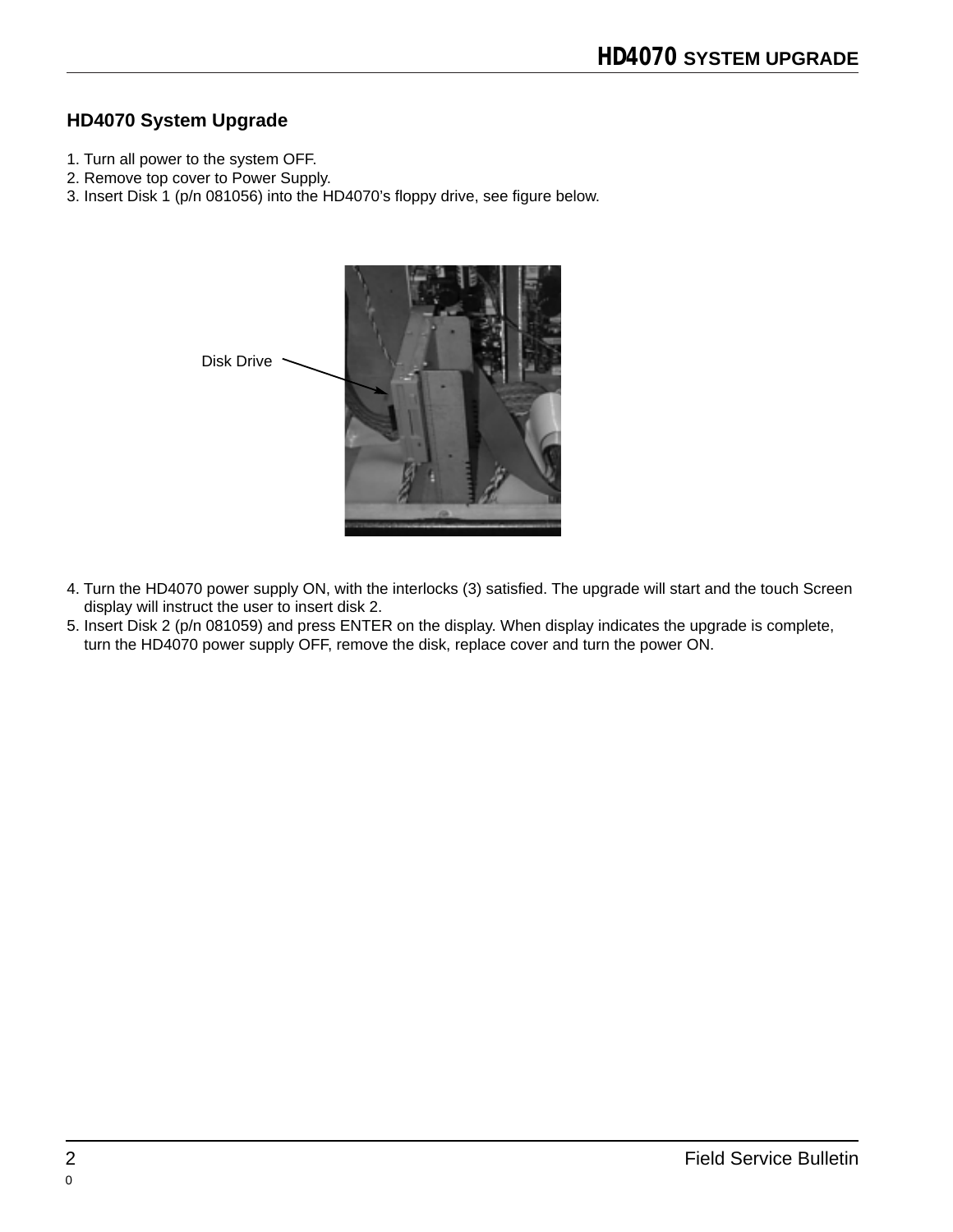## HD4070 System Upgrade

1. Turn all power to the system OFF.
2. Remove top cover to Power Supply.
3. Insert Disk 1 (p/n 081056) into the HD4070's floppy drive, see figure below.

Disk Drive

4. Turn the HD4070 power supply ON, with the interlocks (3) satisfied. The upgrade will start and the touch Screen display will instruct the user to insert disk 2.
5. Insert Disk 2 (p/n 081059) and press ENTER on the display. When display indicates the upgrade is complete, turn the HD4070 power supply OFF, remove the disk, replace cover and turn the power ON.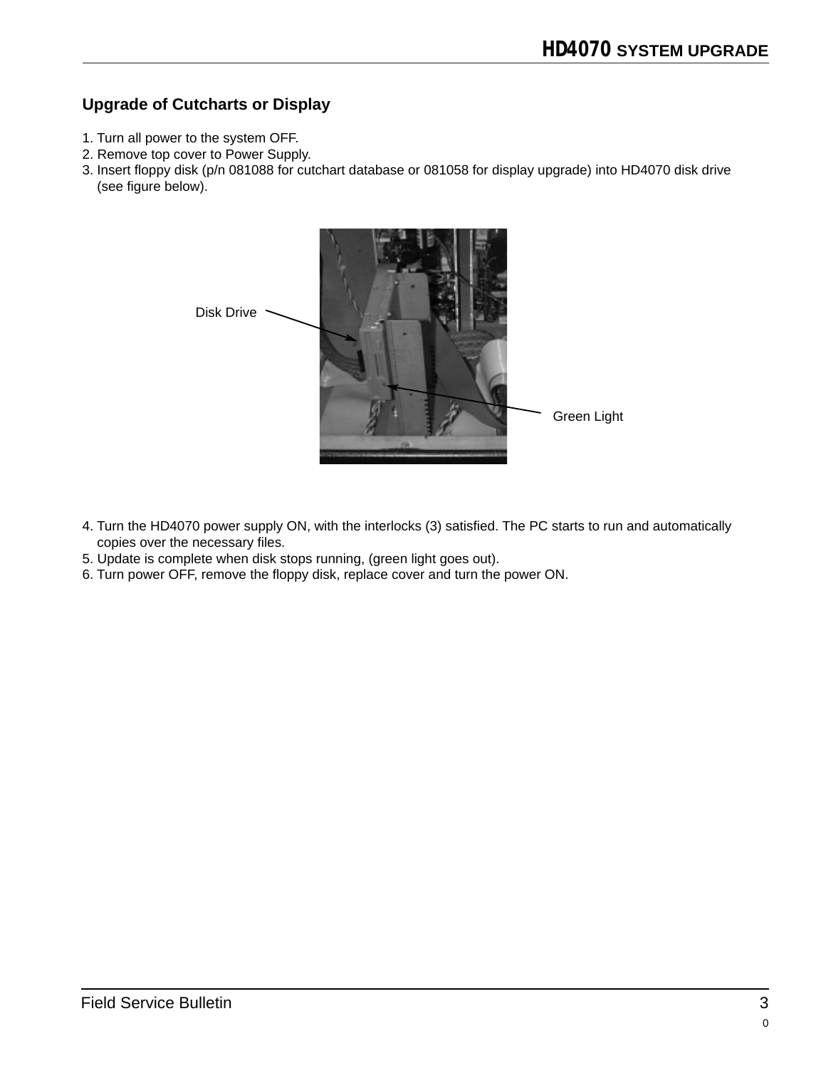## Upgrade of Cutcharts or Display

1. Turn all power to the system OFF.
2. Remove top cover to Power Supply.
3. Insert floppy disk (p/n 081088 for cutchart database or 081058 for display upgrade) into HD4070 disk drive (see figure below).

Disk Drive

Green Light

4. Turn the HD4070 power supply ON, with the interlocks (3) satisfied. The PC starts to run and automatically copies over the necessary files.
5. Update is complete when disk stops running, (green light goes out).
6. Turn power OFF, remove the floppy disk, replace cover and turn the power ON.